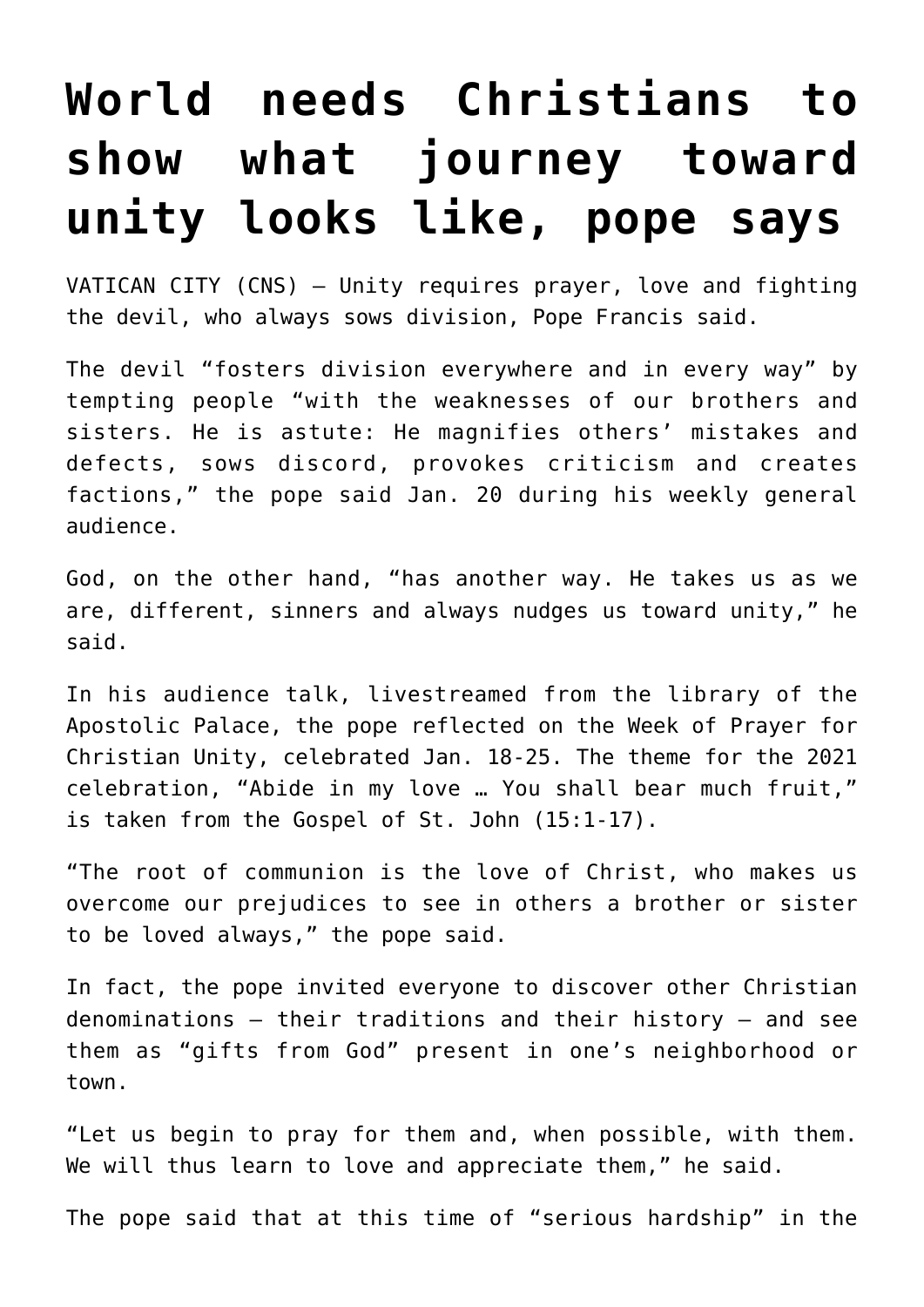# World needs Christians to show what journey toward unity looks like, pope says

VATICAN CITY (CNS) — Unity requires prayer, love and fighting the devil, who always sows division, Pope Francis said.

The devil "fosters division everywhere and in every way" by tempting people "with the weaknesses of our brothers and sisters. He is astute: He magnifies others' mistakes and defects, sows discord, provokes criticism and creates factions," the pope said Jan. 20 during his weekly general audience.

God, on the other hand, "has another way. He takes us as we are, different, sinners and always nudges us toward unity," he said.

In his audience talk, livestreamed from the library of the Apostolic Palace, the pope reflected on the Week of Prayer for Christian Unity, celebrated Jan. 18-25. The theme for the 2021 celebration, "Abide in my love … You shall bear much fruit," is taken from the Gospel of St. John (15:1-17).

"The root of communion is the love of Christ, who makes us overcome our prejudices to see in others a brother or sister to be loved always," the pope said.

In fact, the pope invited everyone to discover other Christian denominations — their traditions and their history — and see them as "gifts from God" present in one's neighborhood or town.

"Let us begin to pray for them and, when possible, with them. We will thus learn to love and appreciate them," he said.

The pope said that at this time of "serious hardship" in the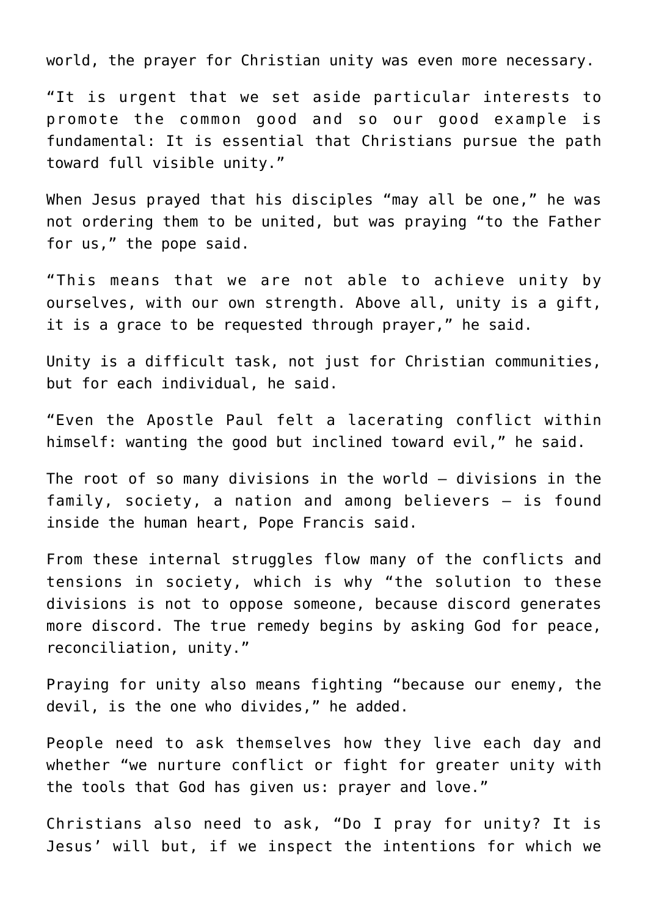world, the prayer for Christian unity was even more necessary.

"It is urgent that we set aside particular interests to promote the common good and so our good example is fundamental: It is essential that Christians pursue the path toward full visible unity."

When Jesus prayed that his disciples "may all be one," he was not ordering them to be united, but was praying "to the Father for us," the pope said.

"This means that we are not able to achieve unity by ourselves, with our own strength. Above all, unity is a gift, it is a grace to be requested through prayer," he said.

Unity is a difficult task, not just for Christian communities, but for each individual, he said.

"Even the Apostle Paul felt a lacerating conflict within himself: wanting the good but inclined toward evil," he said.

The root of so many divisions in the world — divisions in the family, society, a nation and among believers — is found inside the human heart, Pope Francis said.

From these internal struggles flow many of the conflicts and tensions in society, which is why "the solution to these divisions is not to oppose someone, because discord generates more discord. The true remedy begins by asking God for peace, reconciliation, unity."

Praying for unity also means fighting "because our enemy, the devil, is the one who divides," he added.

People need to ask themselves how they live each day and whether "we nurture conflict or fight for greater unity with the tools that God has given us: prayer and love."

Christians also need to ask, "Do I pray for unity? It is Jesus' will but, if we inspect the intentions for which we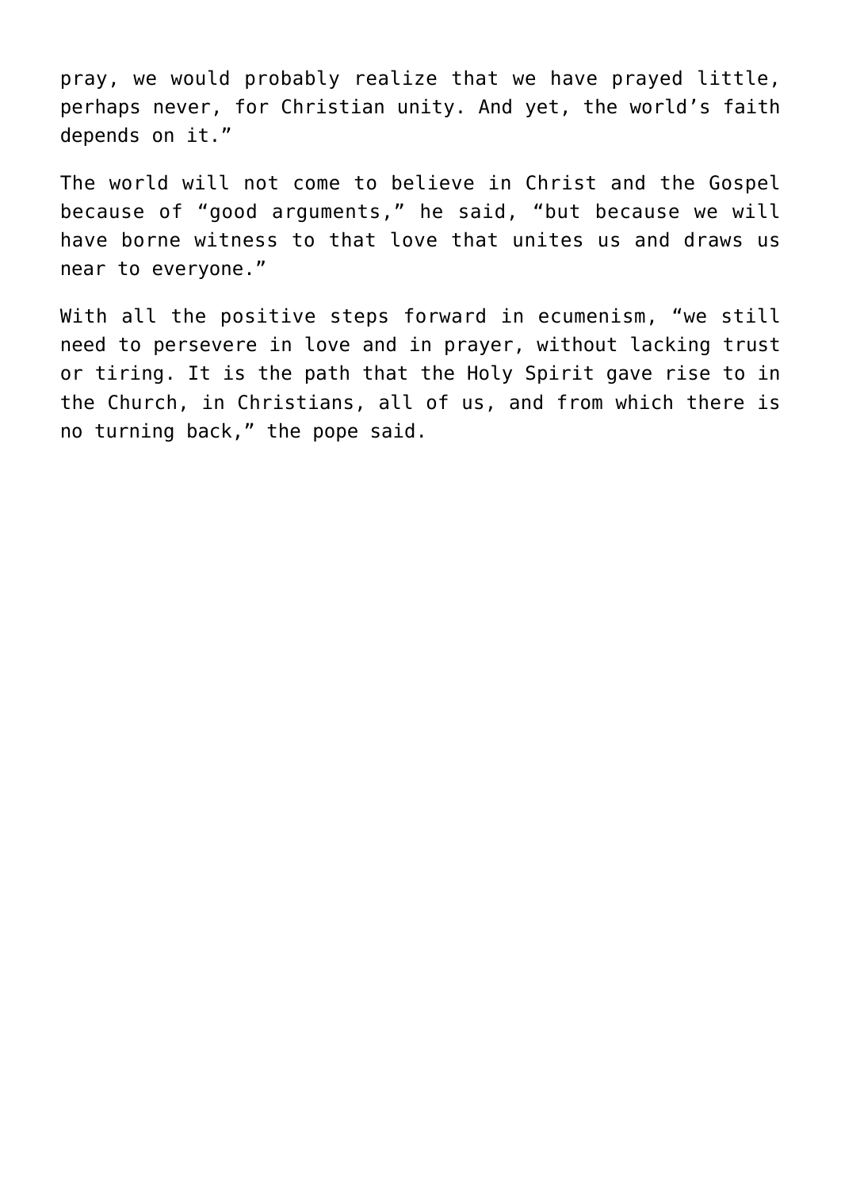pray, we would probably realize that we have prayed little, perhaps never, for Christian unity. And yet, the world's faith depends on it."

The world will not come to believe in Christ and the Gospel because of "good arguments," he said, "but because we will have borne witness to that love that unites us and draws us near to everyone."

With all the positive steps forward in ecumenism, "we still need to persevere in love and in prayer, without lacking trust or tiring. It is the path that the Holy Spirit gave rise to in the Church, in Christians, all of us, and from which there is no turning back," the pope said.